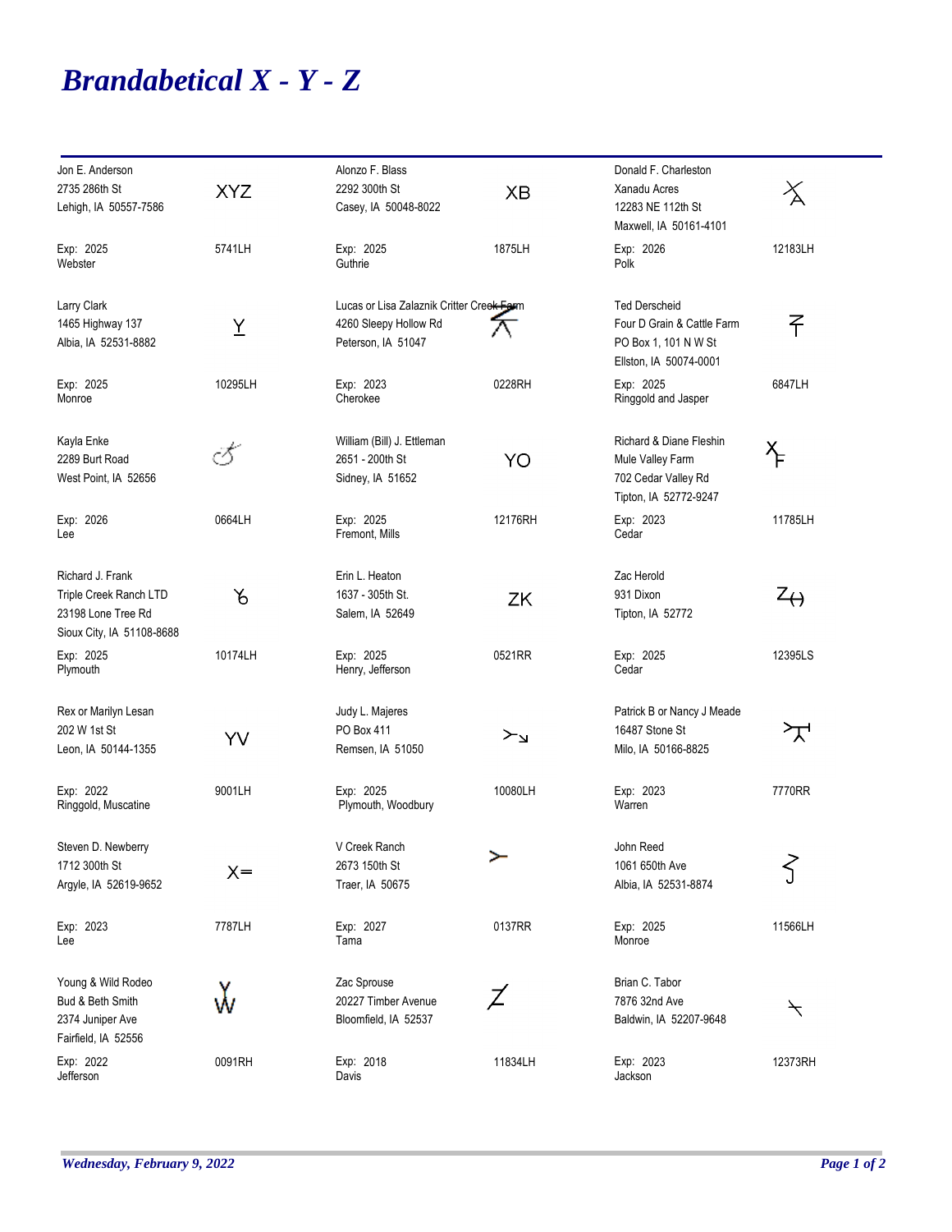# Brandabetical X - Y - Z

| Owner | Brand | Owner | Brand | Owner | Brand |
|---|---|---|---|---|---|
| Jon E. Anderson<br>2735 286th St<br>Lehigh, IA 50557-7586<br>Exp: 2025<br>Webster | XYZ<br>5741LH | Alonzo F. Blass<br>2292 300th St<br>Casey, IA 50048-8022<br>Exp: 2025<br>Guthrie | XB<br>1875LH | Donald F. Charleston<br>Xanadu Acres<br>12283 NE 112th St<br>Maxwell, IA 50161-4101<br>Exp: 2026<br>Polk | 12183LH |
| Larry Clark<br>1465 Highway 137<br>Albia, IA 52531-8882<br>Exp: 2025<br>Monroe | Y<br>10295LH | Lucas or Lisa Zalaznik Critter Creek Farm<br>4260 Sleepy Hollow Rd<br>Peterson, IA 51047<br>Exp: 2023<br>Cherokee | 0228RH | Ted Derscheid<br>Four D Grain & Cattle Farm<br>PO Box 1, 101 N W St<br>Ellston, IA 50074-0001<br>Exp: 2025<br>Ringgold and Jasper | 6847LH |
| Kayla Enke<br>2289 Burt Road<br>West Point, IA 52656<br>Exp: 2026<br>Lee | 0664LH | William (Bill) J. Ettleman<br>2651 - 200th St<br>Sidney, IA 51652<br>Exp: 2025<br>Fremont, Mills | YO<br>12176RH | Richard & Diane Fleshin<br>Mule Valley Farm<br>702 Cedar Valley Rd<br>Tipton, IA 52772-9247<br>Exp: 2023<br>Cedar | 11785LH |
| Richard J. Frank<br>Triple Creek Ranch LTD<br>23198 Lone Tree Rd<br>Sioux City, IA 51108-8688<br>Exp: 2025<br>Plymouth | 10174LH | Erin L. Heaton<br>1637 - 305th St.<br>Salem, IA 52649<br>Exp: 2025<br>Henry, Jefferson | ZK<br>0521RR | Zac Herold<br>931 Dixon<br>Tipton, IA 52772<br>Exp: 2025<br>Cedar | 12395LS |
| Rex or Marilyn Lesan<br>202 W 1st St<br>Leon, IA 50144-1355<br>Exp: 2022<br>Ringgold, Muscatine | YV<br>9001LH | Judy L. Majeres<br>PO Box 411<br>Remsen, IA 51050<br>Exp: 2025<br>Plymouth, Woodbury | 10080LH | Patrick B or Nancy J Meade<br>16487 Stone St<br>Milo, IA 50166-8825<br>Exp: 2023<br>Warren | 7770RR |
| Steven D. Newberry<br>1712 300th St<br>Argyle, IA 52619-9652<br>Exp: 2023<br>Lee | X=<br>7787LH | V Creek Ranch<br>2673 150th St<br>Traer, IA 50675<br>Exp: 2027<br>Tama | 0137RR | John Reed<br>1061 650th Ave<br>Albia, IA 52531-8874<br>Exp: 2025<br>Monroe | 11566LH |
| Young & Wild Rodeo<br>Bud & Beth Smith<br>2374 Juniper Ave<br>Fairfield, IA 52556<br>Exp: 2022<br>Jefferson | 0091RH | Zac Sprouse<br>20227 Timber Avenue<br>Bloomfield, IA 52537<br>Exp: 2018<br>Davis | 11834LH | Brian C. Tabor<br>7876 32nd Ave<br>Baldwin, IA 52207-9648<br>Exp: 2023<br>Jackson | 12373RH |

*Wednesday, February 9, 2022*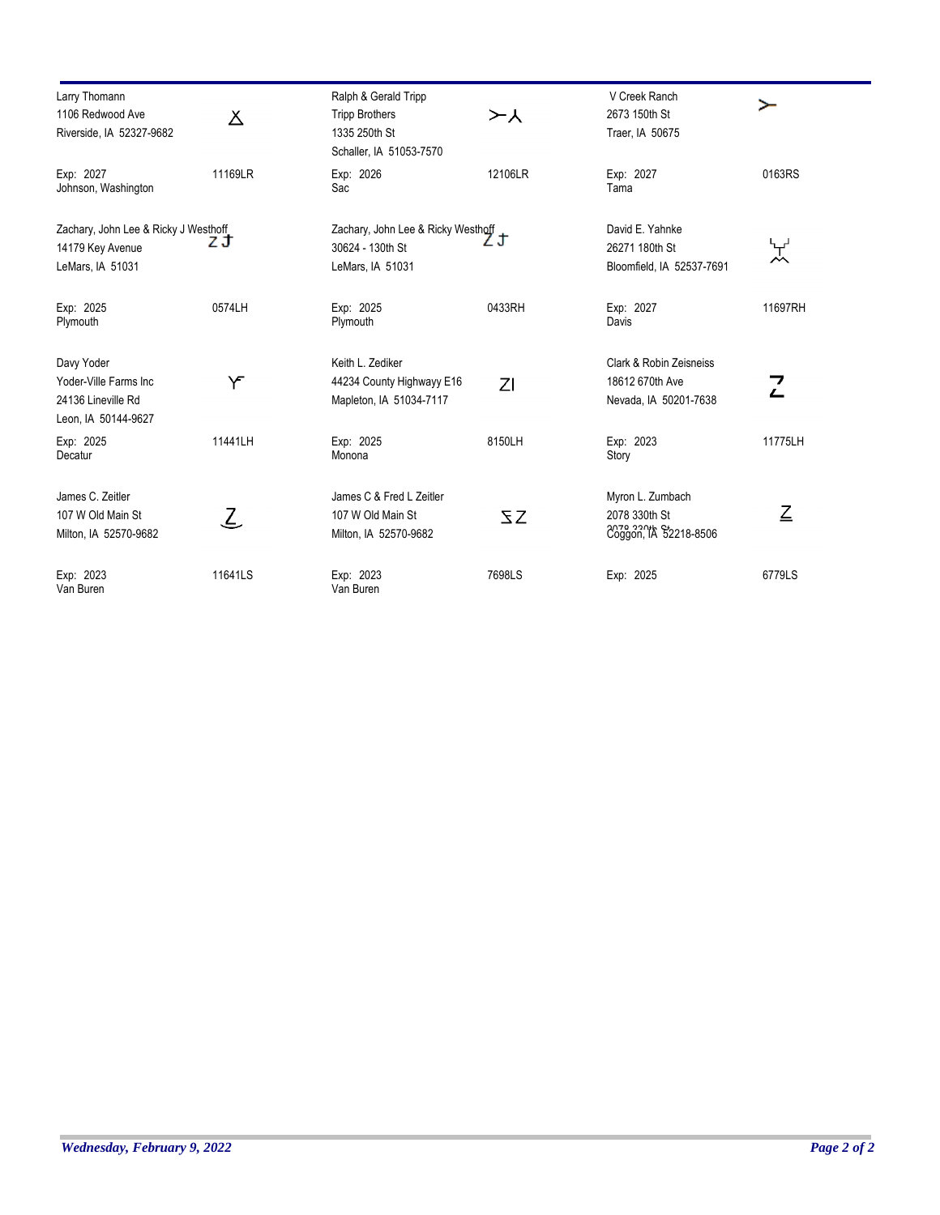Larry Thomann
1106 Redwood Ave
Riverside, IA 52327-9682

X

Exp: 2027 — 11169LR
Johnson, Washington

Ralph & Gerald Tripp
Tripp Brothers
1335 250th St
Schaller, IA 51053-7570

>-⅄

Exp: 2026 — 12106LR
Sac

V Creek Ranch
2673 150th St
Traer, IA 50675

>-

Exp: 2027 — 0163RS
Tama

Zachary, John Lee & Ricky J Westhoff
14179 Key Avenue
LeMars, IA 51031

Z J

Exp: 2025 — 0574LH
Plymouth

Zachary, John Lee & Ricky Westhoff
30624 - 130th St
LeMars, IA 51031

Z J

Exp: 2025 — 0433RH
Plymouth

David E. Yahnke
26271 180th St
Bloomfield, IA 52537-7691

Exp: 2027 — 11697RH
Davis

Davy Yoder
Yoder-Ville Farms Inc
24136 Lineville Rd
Leon, IA 50144-9627

Y

Exp: 2025 — 11441LH
Decatur

Keith L. Zediker
44234 County Highwayy E16
Mapleton, IA 51034-7117

ZI

Exp: 2025 — 8150LH
Monona

Clark & Robin Zeisneiss
18612 670th Ave
Nevada, IA 50201-7638

Z

Exp: 2023 — 11775LH
Story

James C. Zeitler
107 W Old Main St
Milton, IA 52570-9682

Z

Exp: 2023 — 11641LS
Van Buren

James C & Fred L Zeitler
107 W Old Main St
Milton, IA 52570-9682

ΣZ

Exp: 2023 — 7698LS
Van Buren

Myron L. Zumbach
2078 330th St
Coggon, IA 52218-8506

Z

Exp: 2025 — 6779LS